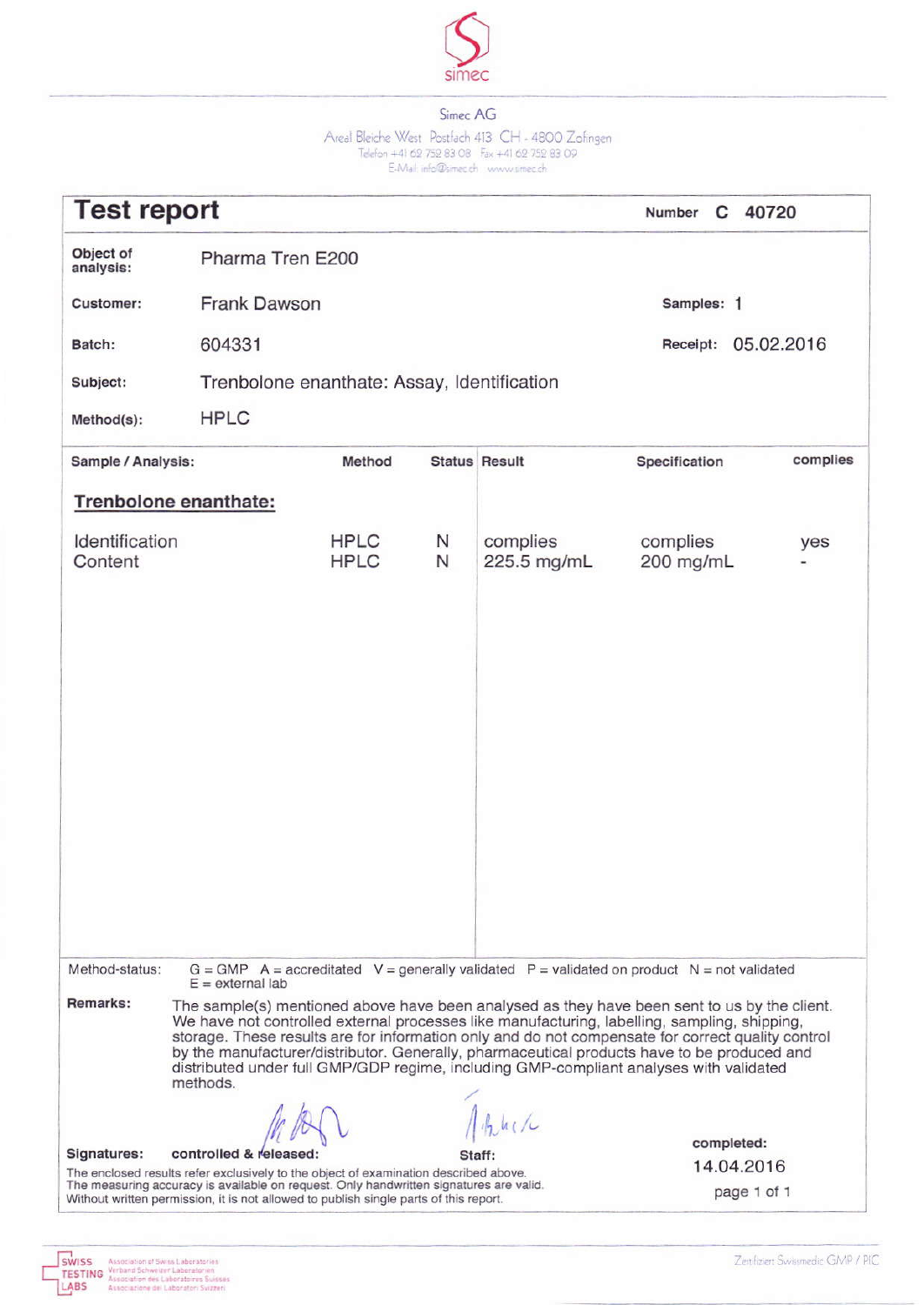simec

Simec AG

Areal Bleiche West Postfach 413 CH - 4800 Zofingen
Telefon +41 62 752 83 08 Fax +41 62 752 83 09
E-Mail: info@simec.ch www.simec.ch

# Test report

**Number** C 40720

| | | | |
|---|---|---|---|
| **Object of analysis:** | Pharma Tren E200 | | |
| **Customer:** | Frank Dawson | **Samples:** | 1 |
| **Batch:** | 604331 | **Receipt:** | 05.02.2016 |
| **Subject:** | Trenbolone enanthate: Assay, Identification | | |
| **Method(s):** | HPLC | | |

| Sample / Analysis: | Method | Status | Result | Specification | complies |
|---|---|---|---|---|---|
| **Trenbolone enanthate:** | | | | | |
| Identification | HPLC | N | complies | complies | yes |
| Content | HPLC | N | 225.5 mg/mL | 200 mg/mL | - |

**Method-status:** G = GMP A = accredited V = generally validated P = validated on product N = not validated
E = external lab

**Remarks:** The sample(s) mentioned above have been analysed as they have been sent to us by the client. We have not controlled external processes like manufacturing, labelling, sampling, shipping, storage. These results are for information only and do not compensate for correct quality control by the manufacturer/distributor. Generally, pharmaceutical products have to be produced and distributed under full GMP/GDP regime, including GMP-compliant analyses with validated methods.

**Signatures:** **controlled & released:** **Staff:**

**completed:** 14.04.2016

The enclosed results refer exclusively to the object of examination described above.
The measuring accuracy is available on request. Only handwritten signatures are valid.
Without written permission, it is not allowed to publish single parts of this report.

SWISS TESTING LABS — Association of Swiss Laboratories / Verband Schweizer Laboratorien / Association des Laboratoires Suisses / Associazione dei Laboratori Svizzeri

Zertifiziert Swissmedic GMP / PIC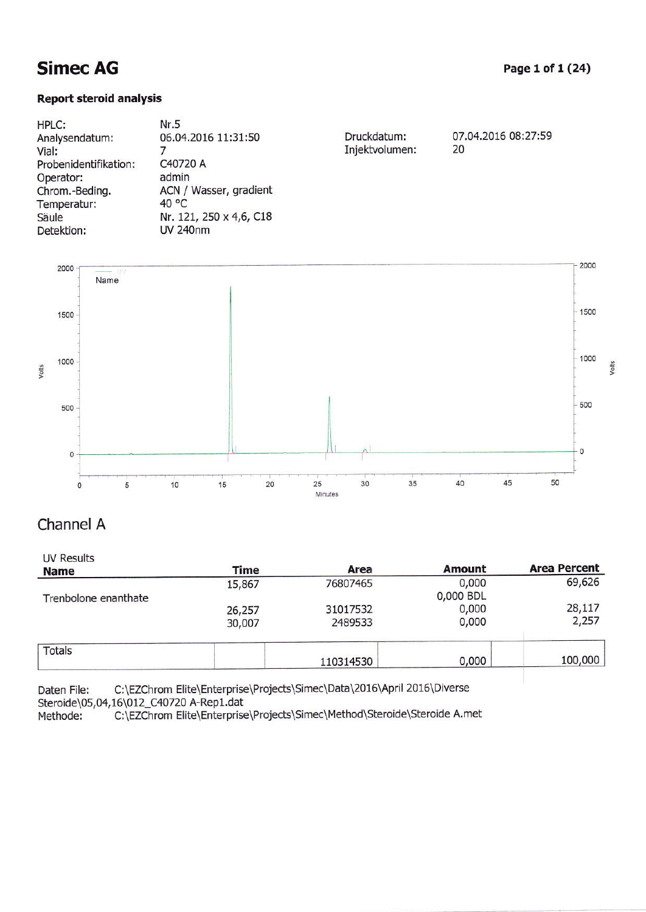# Simec AG

**Report steroid analysis**

| | | | |
|---|---|---|---|
| HPLC: | Nr.5 | | |
| Analysendatum: | 06.04.2016 11:31:50 | Druckdatum: | 07.04.2016 08:27:59 |
| Vial: | 7 | Injektvolumen: | 20 |
| Probenidentifikation: | C40720 A | | |
| Operator: | admin | | |
| Chrom.-Beding. | ACN / Wasser, gradient | | |
| Temperatur: | 40 °C | | |
| Säule | Nr. 121, 250 x 4,6, C18 | | |
| Detektion: | UV 240nm | | |

## Channel A

UV Results

| Name | Time | Area | Amount | Area Percent |
|---|---|---|---|---|
| | 15,867 | 76807465 | 0,000 | 69,626 |
| Trenbolone enanthate | | | 0,000 BDL | |
| | 26,257 | 31017532 | 0,000 | 28,117 |
| | 30,007 | 2489533 | 0,000 | 2,257 |
| Totals | | 110314530 | 0,000 | 100,000 |

Daten File: C:\EZChrom Elite\Enterprise\Projects\Simec\Data\2016\April 2016\Diverse Steroide\05,04,16\012_C40720 A-Rep1.dat

Methode: C:\EZChrom Elite\Enterprise\Projects\Simec\Method\Steroide\Steroide A.met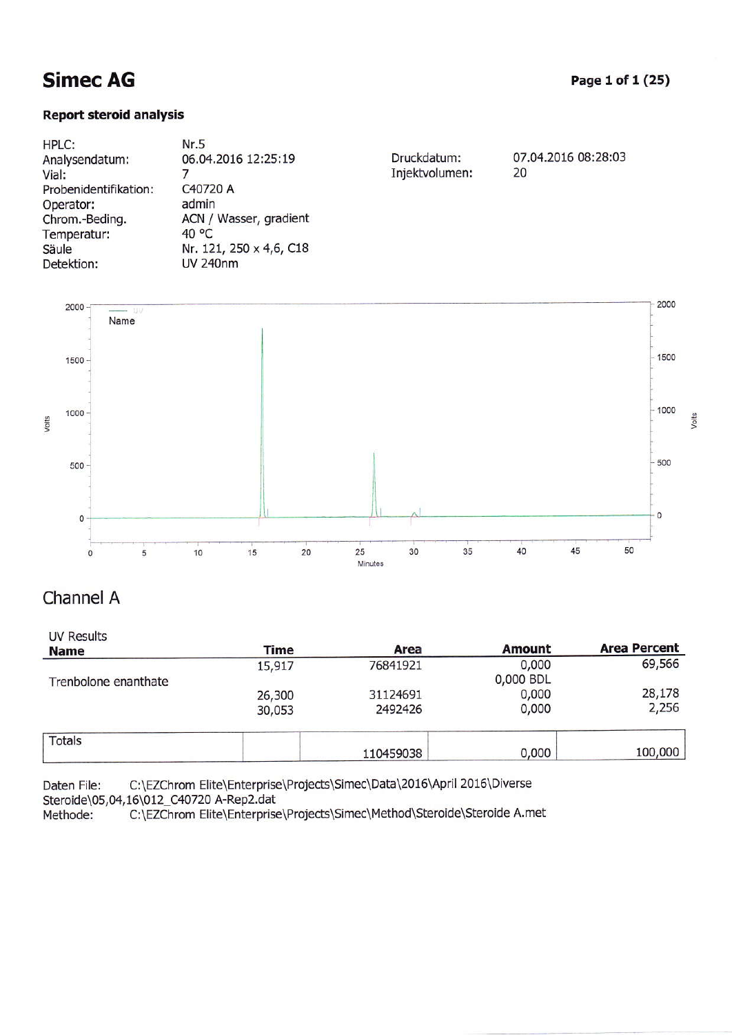# Simec AG

### Report steroid analysis

| | | | |
|---|---|---|---|
| HPLC: | Nr.5 | | |
| Analysendatum: | 06.04.2016 12:25:19 | Druckdatum: | 07.04.2016 08:28:03 |
| Vial: | 7 | Injektvolumen: | 20 |
| Probenidentifikation: | C40720 A | | |
| Operator: | admin | | |
| Chrom.-Beding. | ACN / Wasser, gradient | | |
| Temperatur: | 40 °C | | |
| Säule | Nr. 121, 250 x 4,6, C18 | | |
| Detektion: | UV 240nm | | |

## Channel A

UV Results

| Name | Time | Area | Amount | Area Percent |
|---|---|---|---|---|
| | 15,917 | 76841921 | 0,000 | 69,566 |
| Trenbolone enanthate | | | 0,000 BDL | |
| | 26,300 | 31124691 | 0,000 | 28,178 |
| | 30,053 | 2492426 | 0,000 | 2,256 |
| Totals | | 110459038 | 0,000 | 100,000 |

Daten File: C:\EZChrom Elite\Enterprise\Projects\Simec\Data\2016\April 2016\Diverse Steroide\05,04,16\012_C40720 A-Rep2.dat
Methode: C:\EZChrom Elite\Enterprise\Projects\Simec\Method\Steroide\Steroide A.met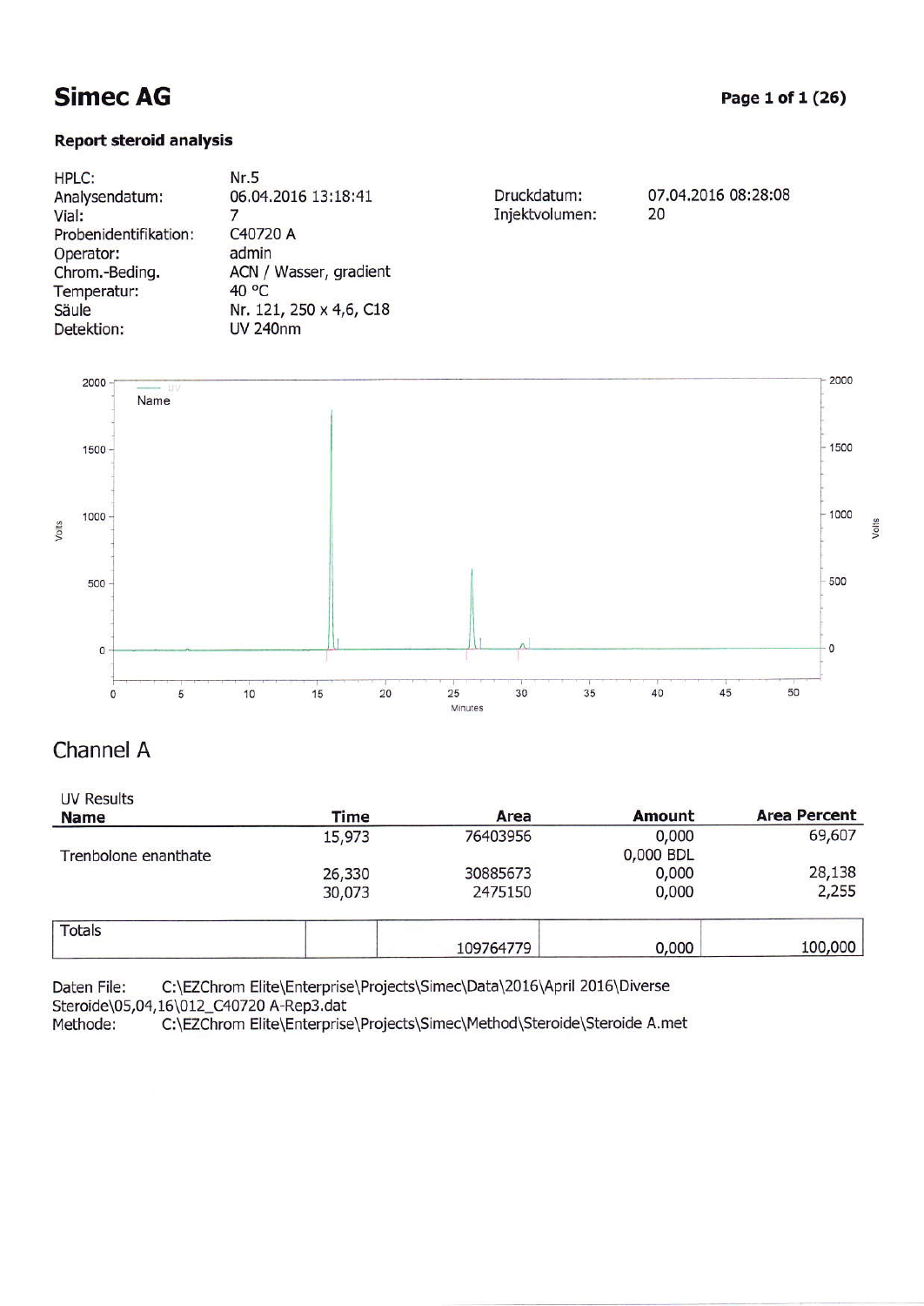# Simec AG

**Page 1 of 1 (26)**

**Report steroid analysis**

| | | | |
|---|---|---|---|
| HPLC: | Nr.5 | | |
| Analysendatum: | 06.04.2016 13:18:41 | Druckdatum: | 07.04.2016 08:28:08 |
| Vial: | 7 | Injektvolumen: | 20 |
| Probenidentifikation: | C40720 A | | |
| Operator: | admin | | |
| Chrom.-Beding. | ACN / Wasser, gradient | | |
| Temperatur: | 40 °C | | |
| Säule | Nr. 121, 250 x 4,6, C18 | | |
| Detektion: | UV 240nm | | |

## Channel A

UV Results

| Name | Time | Area | Amount | Area Percent |
|---|---|---|---|---|
| | 15,973 | 76403956 | 0,000 | 69,607 |
| Trenbolone enanthate | | | 0,000 BDL | |
| | 26,330 | 30885673 | 0,000 | 28,138 |
| | 30,073 | 2475150 | 0,000 | 2,255 |
| Totals | | 109764779 | 0,000 | 100,000 |

Daten File: C:\EZChrom Elite\Enterprise\Projects\Simec\Data\2016\April 2016\Diverse Steroide\05,04,16\012_C40720 A-Rep3.dat

Methode: C:\EZChrom Elite\Enterprise\Projects\Simec\Method\Steroide\Steroide A.met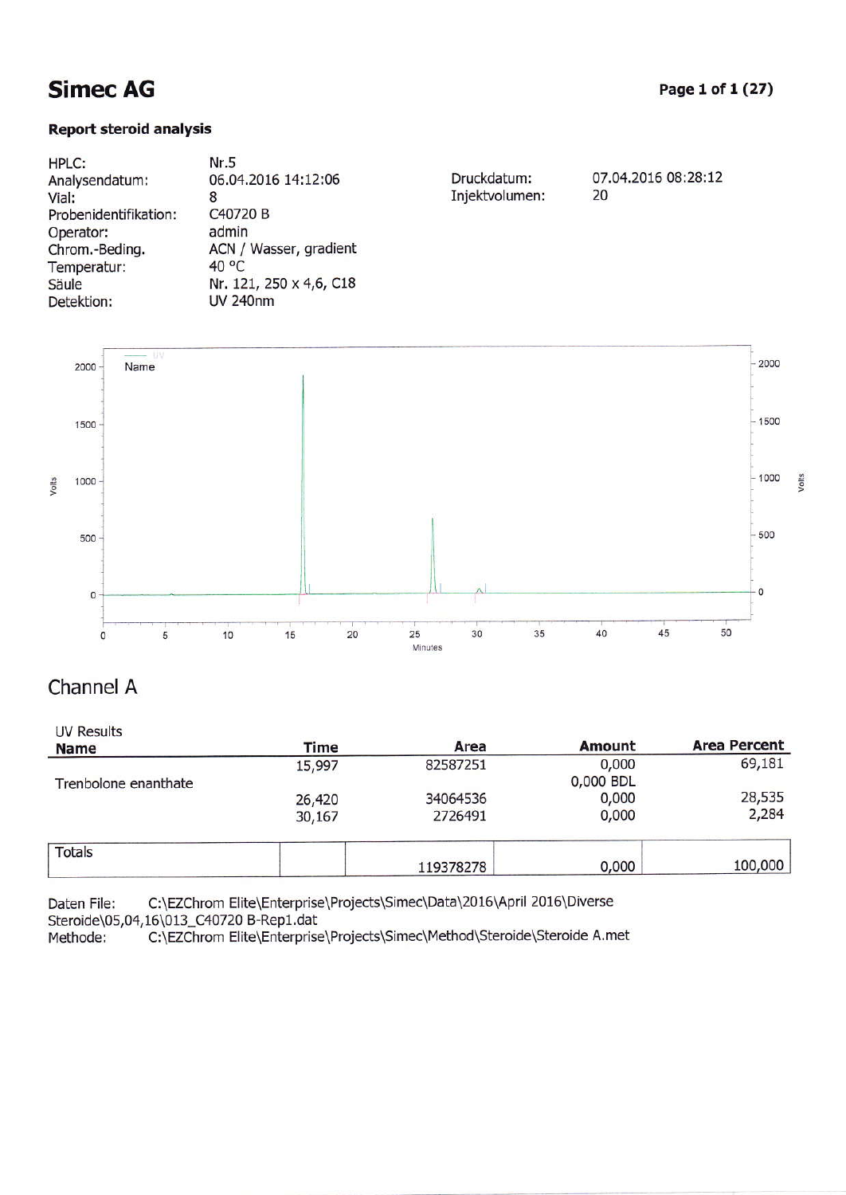# Simec AG

**Report steroid analysis**

| | | | |
|---|---|---|---|
| HPLC: | Nr.5 | | |
| Analysendatum: | 06.04.2016 14:12:06 | Druckdatum: | 07.04.2016 08:28:12 |
| Vial: | 8 | Injektvolumen: | 20 |
| Probenidentifikation: | C40720 B | | |
| Operator: | admin | | |
| Chrom.-Beding. | ACN / Wasser, gradient | | |
| Temperatur: | 40 °C | | |
| Säule | Nr. 121, 250 x 4,6, C18 | | |
| Detektion: | UV 240nm | | |

## Channel A

UV Results

| Name | Time | Area | Amount | Area Percent |
|---|---|---|---|---|
| | 15,997 | 82587251 | 0,000 | 69,181 |
| Trenbolone enanthate | | | 0,000 BDL | |
| | 26,420 | 34064536 | 0,000 | 28,535 |
| | 30,167 | 2726491 | 0,000 | 2,284 |
| Totals | | 119378278 | 0,000 | 100,000 |

Daten File: C:\EZChrom Elite\Enterprise\Projects\Simec\Data\2016\April 2016\Diverse Steroide\05,04,16\013_C40720 B-Rep1.dat
Methode: C:\EZChrom Elite\Enterprise\Projects\Simec\Method\Steroide\Steroide A.met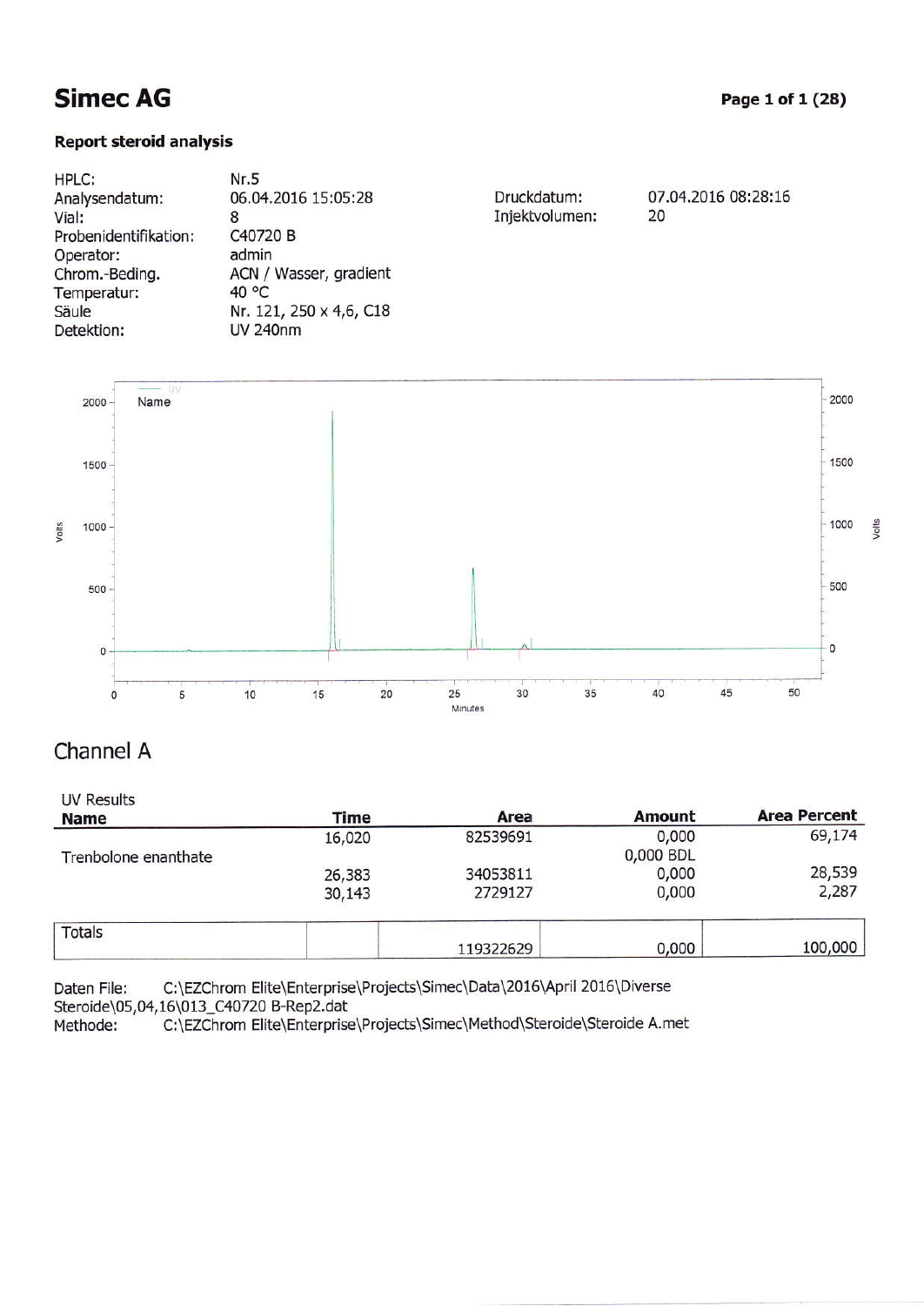# Simec AG

### Report steroid analysis

| | | | |
|---|---|---|---|
| HPLC: | Nr.5 | | |
| Analysendatum: | 06.04.2016 15:05:28 | Druckdatum: | 07.04.2016 08:28:16 |
| Vial: | 8 | Injektvolumen: | 20 |
| Probenidentifikation: | C40720 B | | |
| Operator: | admin | | |
| Chrom.-Beding. | ACN / Wasser, gradient | | |
| Temperatur: | 40 °C | | |
| Säule | Nr. 121, 250 x 4,6, C18 | | |
| Detektion: | UV 240nm | | |

## Channel A

UV Results

| Name | Time | Area | Amount | Area Percent |
|---|---|---|---|---|
| | 16,020 | 82539691 | 0,000 | 69,174 |
| Trenbolone enanthate | | | 0,000 BDL | |
| | 26,383 | 34053811 | 0,000 | 28,539 |
| | 30,143 | 2729127 | 0,000 | 2,287 |
| Totals | | 119322629 | 0,000 | 100,000 |

Daten File: C:\EZChrom Elite\Enterprise\Projects\Simec\Data\2016\April 2016\Diverse Steroide\05,04,16\013_C40720 B-Rep2.dat

Methode: C:\EZChrom Elite\Enterprise\Projects\Simec\Method\Steroide\Steroide A.met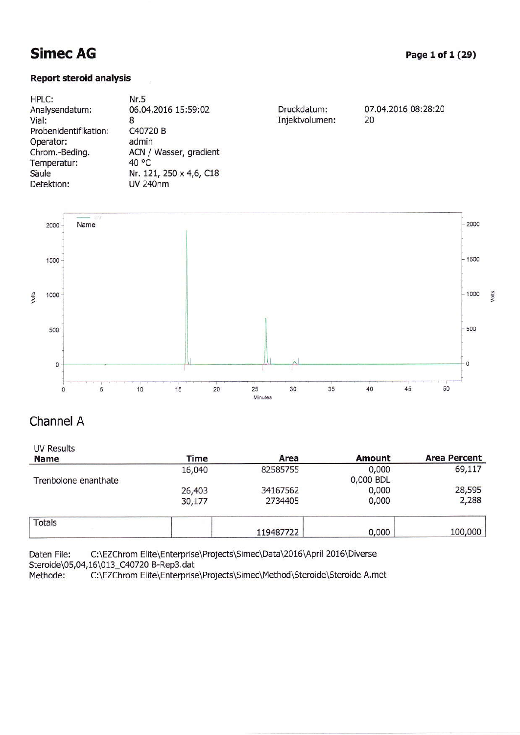# Simec AG

Page 1 of 1 (29)

### Report steroid analysis

| | | | |
|---|---|---|---|
| HPLC: | Nr.5 | | |
| Analysendatum: | 06.04.2016 15:59:02 | Druckdatum: | 07.04.2016 08:28:20 |
| Vial: | 8 | Injektvolumen: | 20 |
| Probenidentifikation: | C40720 B | | |
| Operator: | admin | | |
| Chrom.-Beding. | ACN / Wasser, gradient | | |
| Temperatur: | 40 °C | | |
| Säule | Nr. 121, 250 x 4,6, C18 | | |
| Detektion: | UV 240nm | | |

UV

Name

Volts

2000

1500

1000

500

0

0 5 10 15 20 25 30 35 40 45 50

Minutes

## Channel A

UV Results

| Name | Time | Area | Amount | Area Percent |
|---|---|---|---|---|
| | 16,040 | 82585755 | 0,000 | 69,117 |
| Trenbolone enanthate | | | 0,000 BDL | |
| | 26,403 | 34167562 | 0,000 | 28,595 |
| | 30,177 | 2734405 | 0,000 | 2,288 |
| Totals | | 119487722 | 0,000 | 100,000 |

Daten File: C:\EZChrom Elite\Enterprise\Projects\Simec\Data\2016\April 2016\Diverse Steroide\05,04,16\013_C40720 B-Rep3.dat

Methode: C:\EZChrom Elite\Enterprise\Projects\Simec\Method\Steroide\Steroide A.met